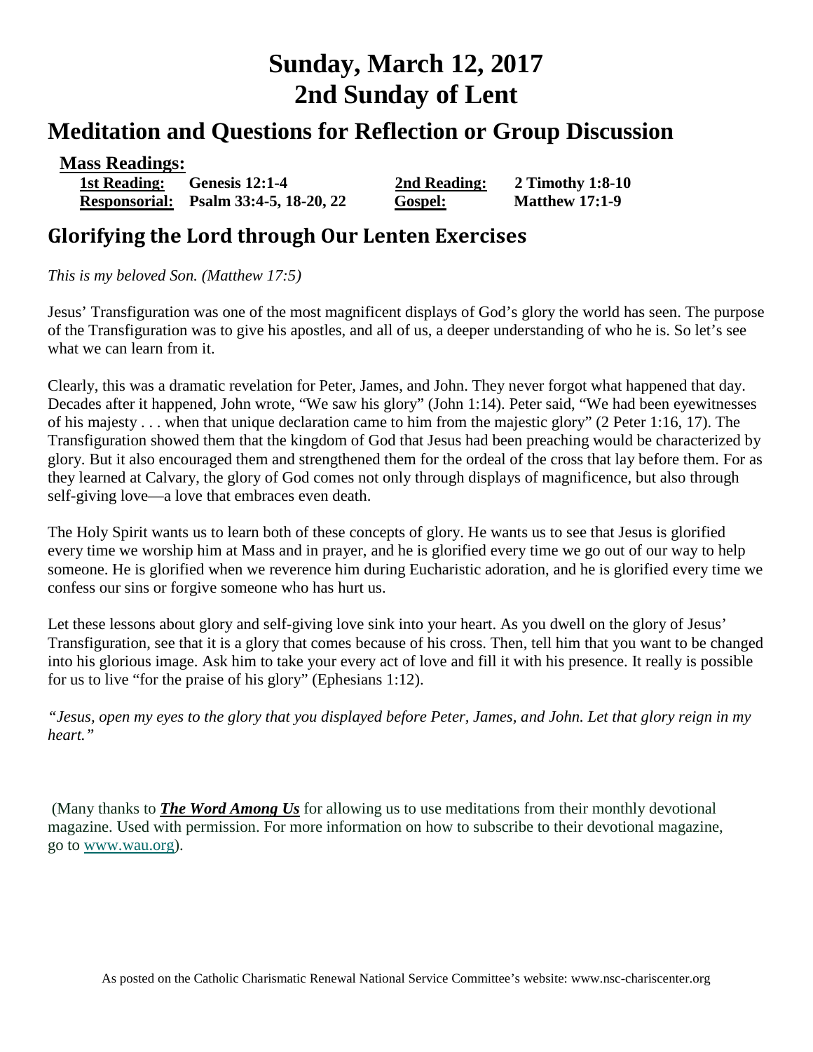# Sunday, March 12, 2017
# 2nd Sunday of Lent

## Meditation and Questions for Reflection or Group Discussion

**Mass Readings:**

| | | | |
|---|---|---|---|
| **1st Reading:** | **Genesis 12:1-4** | **2nd Reading:** | **2 Timothy 1:8-10** |
| **Responsorial:** | **Psalm 33:4-5, 18-20, 22** | **Gospel:** | **Matthew 17:1-9** |

## Glorifying the Lord through Our Lenten Exercises

*This is my beloved Son. (Matthew 17:5)*

Jesus' Transfiguration was one of the most magnificent displays of God's glory the world has seen. The purpose of the Transfiguration was to give his apostles, and all of us, a deeper understanding of who he is. So let's see what we can learn from it.

Clearly, this was a dramatic revelation for Peter, James, and John. They never forgot what happened that day. Decades after it happened, John wrote, "We saw his glory" (John 1:14). Peter said, "We had been eyewitnesses of his majesty . . . when that unique declaration came to him from the majestic glory" (2 Peter 1:16, 17). The Transfiguration showed them that the kingdom of God that Jesus had been preaching would be characterized by glory. But it also encouraged them and strengthened them for the ordeal of the cross that lay before them. For as they learned at Calvary, the glory of God comes not only through displays of magnificence, but also through self-giving love—a love that embraces even death.

The Holy Spirit wants us to learn both of these concepts of glory. He wants us to see that Jesus is glorified every time we worship him at Mass and in prayer, and he is glorified every time we go out of our way to help someone. He is glorified when we reverence him during Eucharistic adoration, and he is glorified every time we confess our sins or forgive someone who has hurt us.

Let these lessons about glory and self-giving love sink into your heart. As you dwell on the glory of Jesus' Transfiguration, see that it is a glory that comes because of his cross. Then, tell him that you want to be changed into his glorious image. Ask him to take your every act of love and fill it with his presence. It really is possible for us to live "for the praise of his glory" (Ephesians 1:12).

*"Jesus, open my eyes to the glory that you displayed before Peter, James, and John. Let that glory reign in my heart."*

(Many thanks to ***The Word Among Us*** for allowing us to use meditations from their monthly devotional magazine. Used with permission. For more information on how to subscribe to their devotional magazine, go to www.wau.org).

As posted on the Catholic Charismatic Renewal National Service Committee's website: www.nsc-chariscenter.org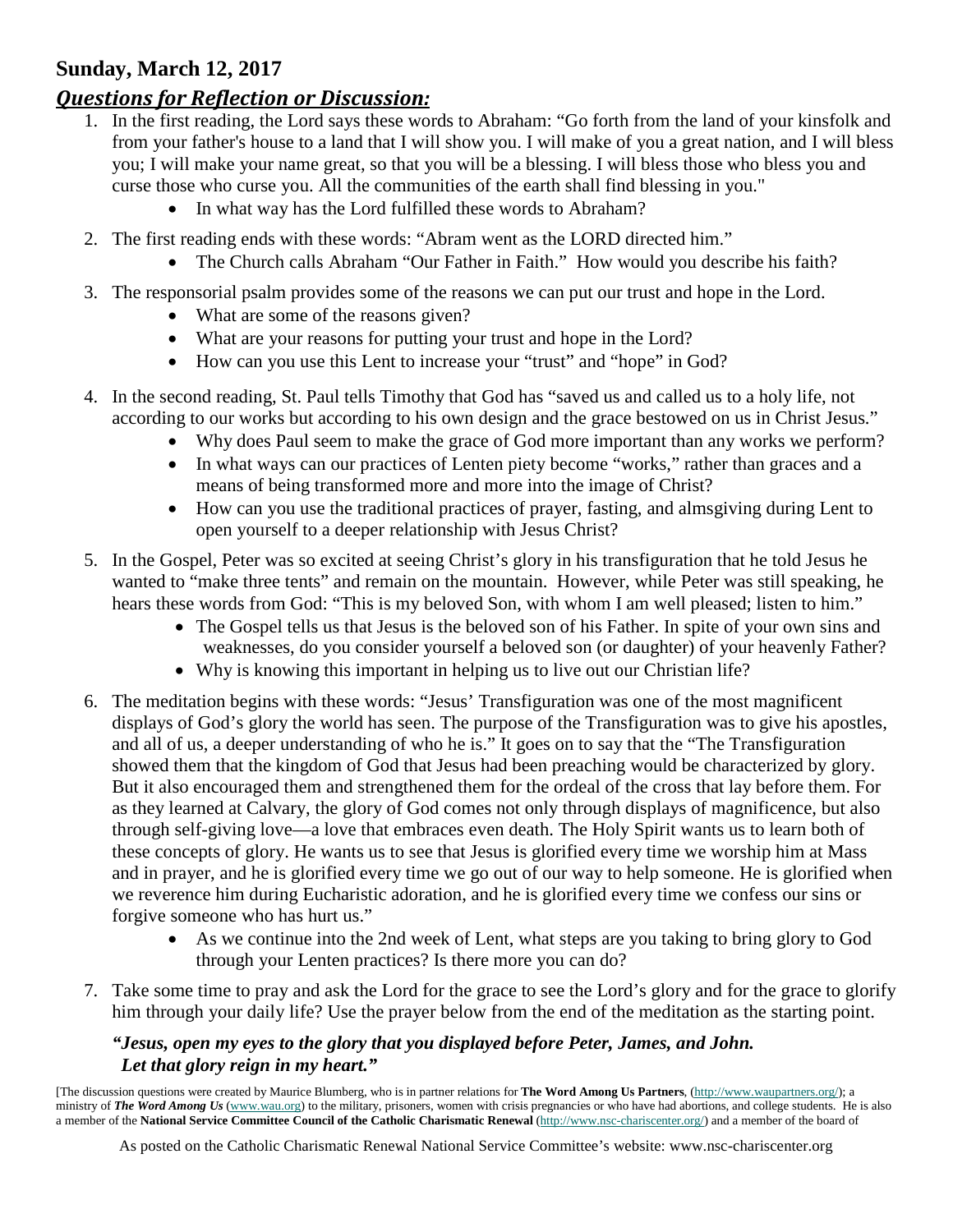**Sunday, March 12, 2017**

***Questions for Reflection or Discussion:***

1. In the first reading, the Lord says these words to Abraham: "Go forth from the land of your kinsfolk and from your father's house to a land that I will show you. I will make of you a great nation, and I will bless you; I will make your name great, so that you will be a blessing. I will bless those who bless you and curse those who curse you. All the communities of the earth shall find blessing in you."
   - In what way has the Lord fulfilled these words to Abraham?
2. The first reading ends with these words: "Abram went as the LORD directed him."
   - The Church calls Abraham "Our Father in Faith." How would you describe his faith?
3. The responsorial psalm provides some of the reasons we can put our trust and hope in the Lord.
   - What are some of the reasons given?
   - What are your reasons for putting your trust and hope in the Lord?
   - How can you use this Lent to increase your "trust" and "hope" in God?
4. In the second reading, St. Paul tells Timothy that God has "saved us and called us to a holy life, not according to our works but according to his own design and the grace bestowed on us in Christ Jesus."
   - Why does Paul seem to make the grace of God more important than any works we perform?
   - In what ways can our practices of Lenten piety become "works," rather than graces and a means of being transformed more and more into the image of Christ?
   - How can you use the traditional practices of prayer, fasting, and almsgiving during Lent to open yourself to a deeper relationship with Jesus Christ?
5. In the Gospel, Peter was so excited at seeing Christ's glory in his transfiguration that he told Jesus he wanted to "make three tents" and remain on the mountain. However, while Peter was still speaking, he hears these words from God: "This is my beloved Son, with whom I am well pleased; listen to him."
   - The Gospel tells us that Jesus is the beloved son of his Father. In spite of your own sins and weaknesses, do you consider yourself a beloved son (or daughter) of your heavenly Father?
   - Why is knowing this important in helping us to live out our Christian life?
6. The meditation begins with these words: "Jesus' Transfiguration was one of the most magnificent displays of God's glory the world has seen. The purpose of the Transfiguration was to give his apostles, and all of us, a deeper understanding of who he is." It goes on to say that the "The Transfiguration showed them that the kingdom of God that Jesus had been preaching would be characterized by glory. But it also encouraged them and strengthened them for the ordeal of the cross that lay before them. For as they learned at Calvary, the glory of God comes not only through displays of magnificence, but also through self-giving love—a love that embraces even death. The Holy Spirit wants us to learn both of these concepts of glory. He wants us to see that Jesus is glorified every time we worship him at Mass and in prayer, and he is glorified every time we go out of our way to help someone. He is glorified when we reverence him during Eucharistic adoration, and he is glorified every time we confess our sins or forgive someone who has hurt us."
   - As we continue into the 2nd week of Lent, what steps are you taking to bring glory to God through your Lenten practices? Is there more you can do?
7. Take some time to pray and ask the Lord for the grace to see the Lord's glory and for the grace to glorify him through your daily life? Use the prayer below from the end of the meditation as the starting point.

***"Jesus, open my eyes to the glory that you displayed before Peter, James, and John. Let that glory reign in my heart."***

[The discussion questions were created by Maurice Blumberg, who is in partner relations for **The Word Among Us Partners**, (http://www.waupartners.org/); a ministry of ***The Word Among Us*** (www.wau.org) to the military, prisoners, women with crisis pregnancies or who have had abortions, and college students. He is also a member of the **National Service Committee Council of the Catholic Charismatic Renewal** (http://www.nsc-chariscenter.org/) and a member of the board of

As posted on the Catholic Charismatic Renewal National Service Committee's website: www.nsc-chariscenter.org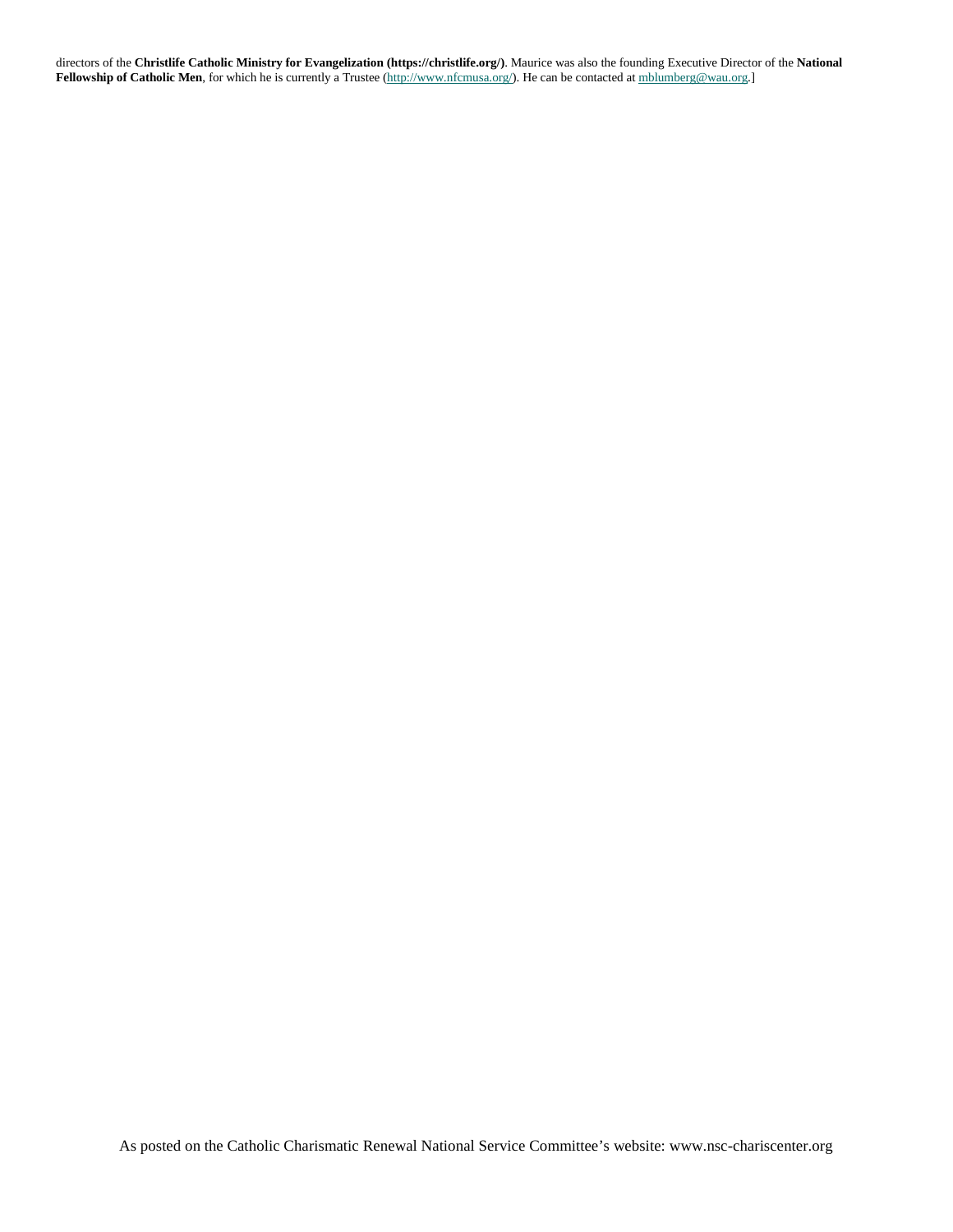directors of the **Christlife Catholic Ministry for Evangelization (https://christlife.org/)**. Maurice was also the founding Executive Director of the **National Fellowship of Catholic Men**, for which he is currently a Trustee (http://www.nfcmusa.org/). He can be contacted at mblumberg@wau.org.]

As posted on the Catholic Charismatic Renewal National Service Committee's website: www.nsc-chariscenter.org